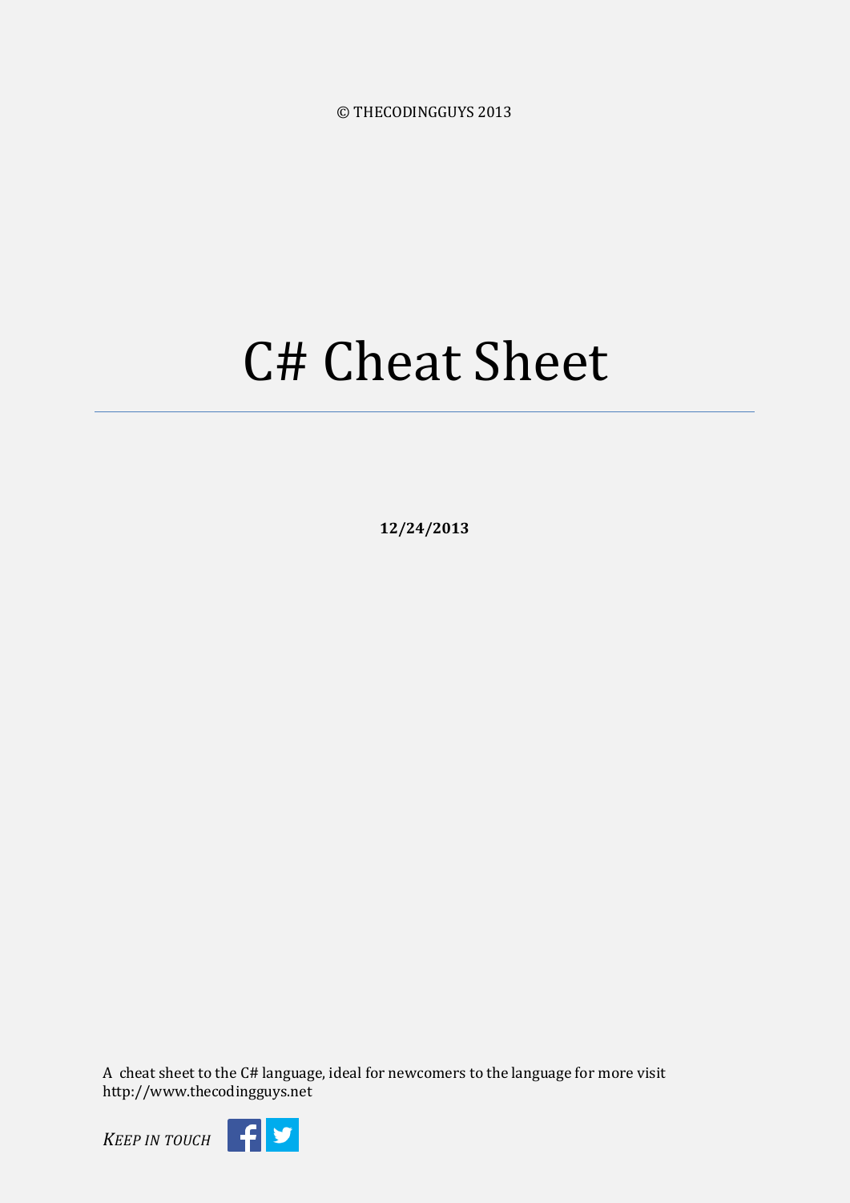© THECODINGGUYS 2013

# C# Cheat Sheet

---

**12/24/2013**

A cheat sheet to the C# language, ideal for newcomers to the language for more visit http://www.thecodingguys.net

*KEEP IN TOUCH*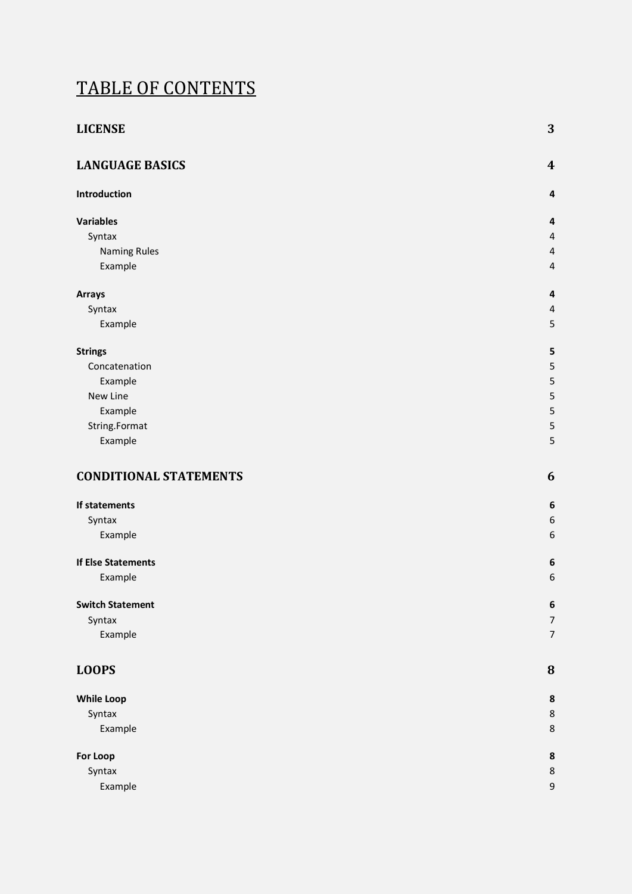# TABLE OF CONTENTS

| | |
|---|---|
| **LICENSE** | **3** |
| **LANGUAGE BASICS** | **4** |
| **Introduction** | **4** |
| **Variables** | **4** |
| Syntax | 4 |
| Naming Rules | 4 |
| Example | 4 |
| **Arrays** | **4** |
| Syntax | 4 |
| Example | 5 |
| **Strings** | **5** |
| Concatenation | 5 |
| Example | 5 |
| New Line | 5 |
| Example | 5 |
| String.Format | 5 |
| Example | 5 |
| **CONDITIONAL STATEMENTS** | **6** |
| **If statements** | **6** |
| Syntax | 6 |
| Example | 6 |
| **If Else Statements** | **6** |
| Example | 6 |
| **Switch Statement** | **6** |
| Syntax | 7 |
| Example | 7 |
| **LOOPS** | **8** |
| **While Loop** | **8** |
| Syntax | 8 |
| Example | 8 |
| **For Loop** | **8** |
| Syntax | 8 |
| Example | 9 |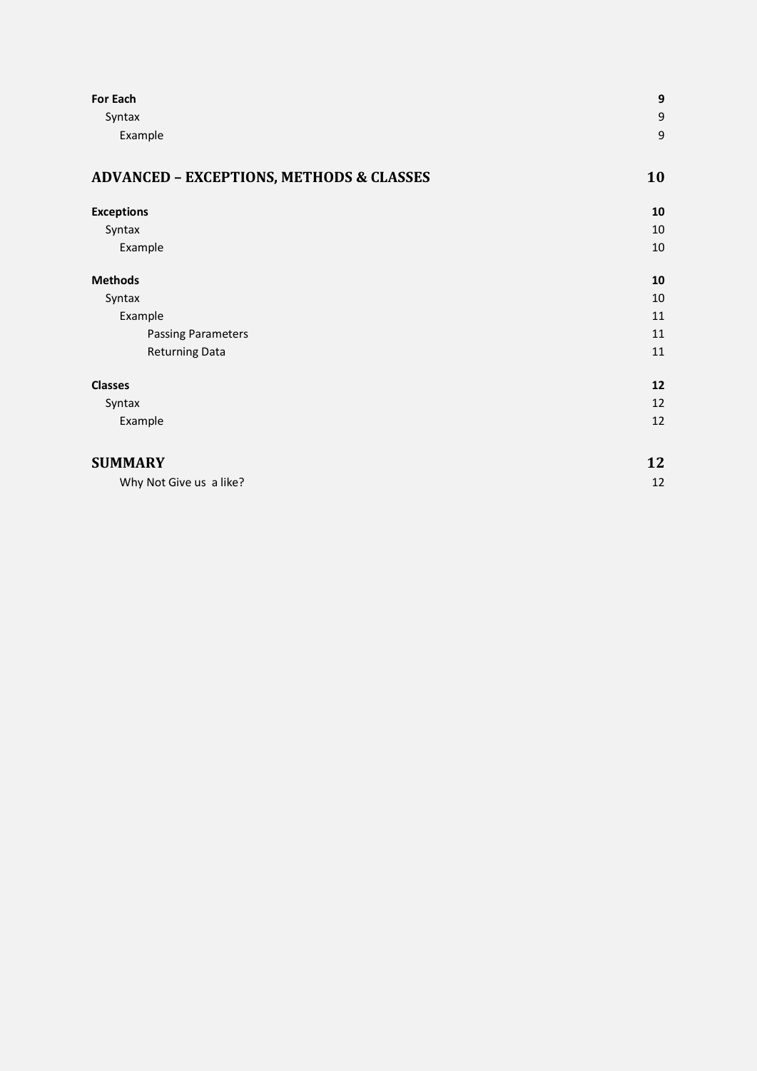**For Each** **9**

- Syntax 9
  - Example 9

**ADVANCED – EXCEPTIONS, METHODS & CLASSES** **10**

**Exceptions** **10**

- Syntax 10
  - Example 10

**Methods** **10**

- Syntax 10
  - Example 11
    - Passing Parameters 11
    - Returning Data 11

**Classes** **12**

- Syntax 12
  - Example 12

**SUMMARY** **12**

- Why Not Give us a like? 12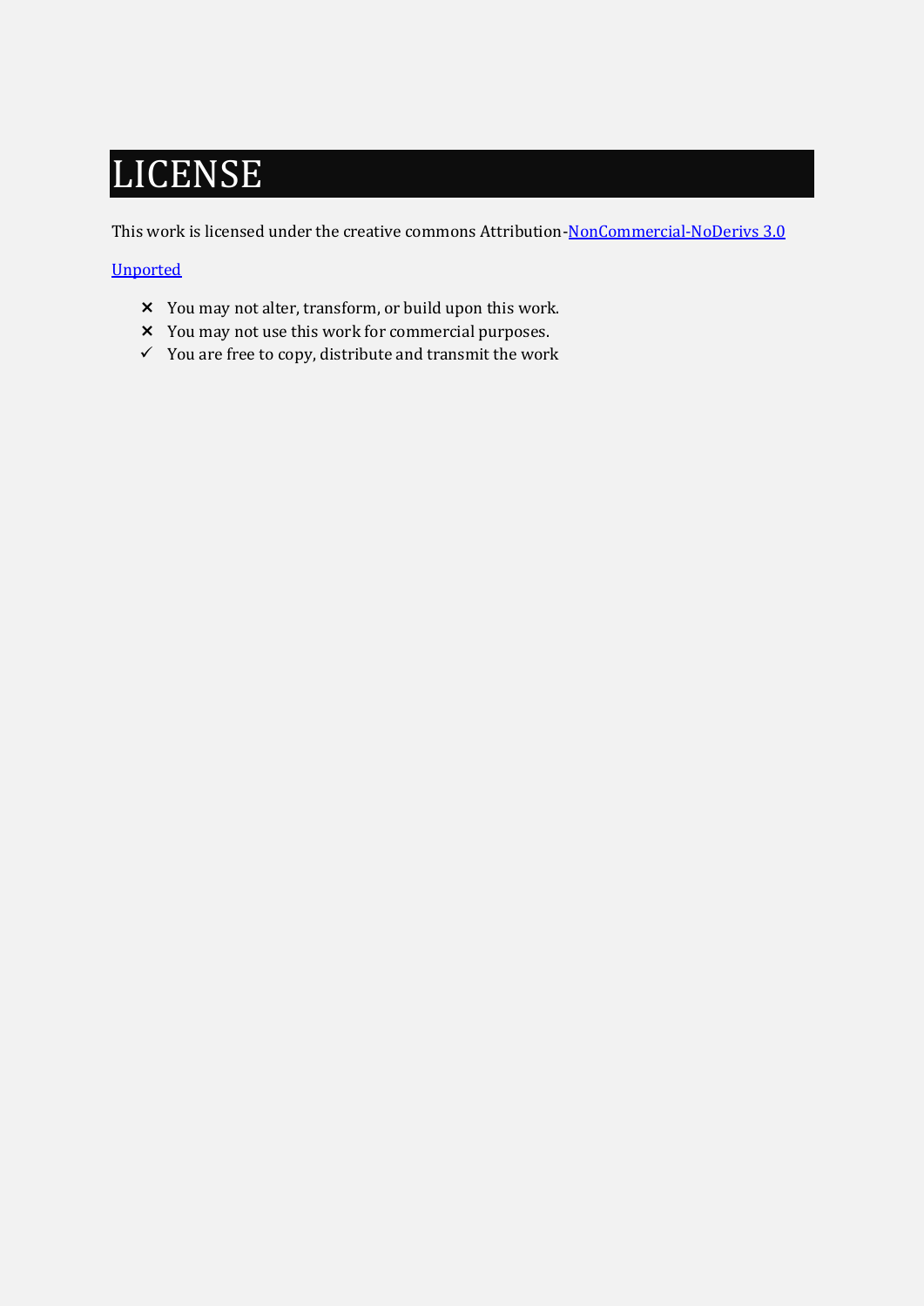# LICENSE

This work is licensed under the creative commons Attribution-NonCommercial-NoDerivs 3.0 Unported

- ✗ You may not alter, transform, or build upon this work.
- ✗ You may not use this work for commercial purposes.
- ✓ You are free to copy, distribute and transmit the work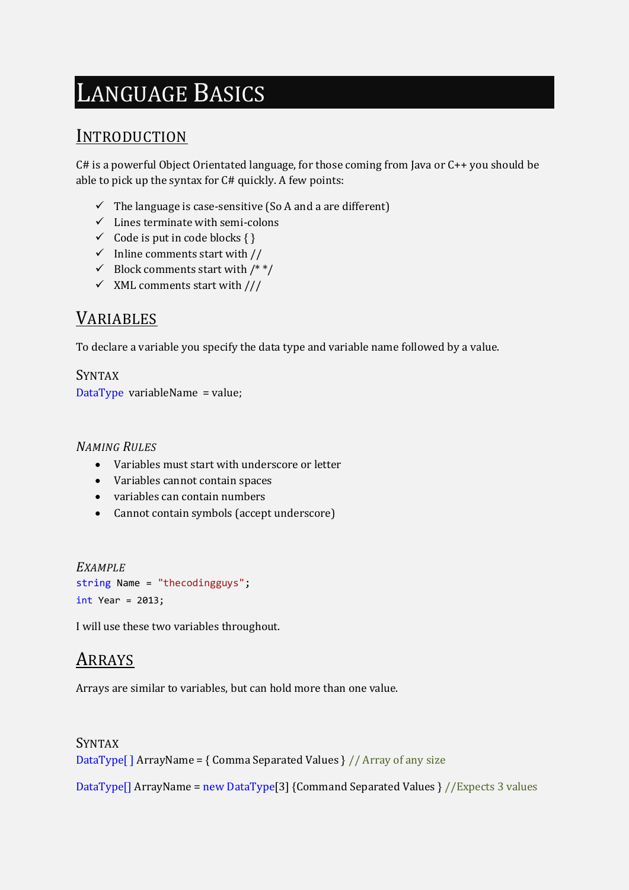# Language Basics

## Introduction

C# is a powerful Object Orientated language, for those coming from Java or C++ you should be able to pick up the syntax for C# quickly. A few points:

- ✓ The language is case-sensitive (So A and a are different)
- ✓ Lines terminate with semi-colons
- ✓ Code is put in code blocks { }
- ✓ Inline comments start with //
- ✓ Block comments start with /* */
- ✓ XML comments start with ///

## Variables

To declare a variable you specify the data type and variable name followed by a value.

### Syntax

```
DataType variableName = value;
```

#### *Naming Rules*

- Variables must start with underscore or letter
- Variables cannot contain spaces
- variables can contain numbers
- Cannot contain symbols (accept underscore)

#### *Example*

```
string Name = "thecodingguys";
int Year = 2013;
```

I will use these two variables throughout.

## Arrays

Arrays are similar to variables, but can hold more than one value.

### Syntax

```
DataType[ ] ArrayName = { Comma Separated Values } // Array of any size

DataType[] ArrayName = new DataType[3] {Command Separated Values } //Expects 3 values
```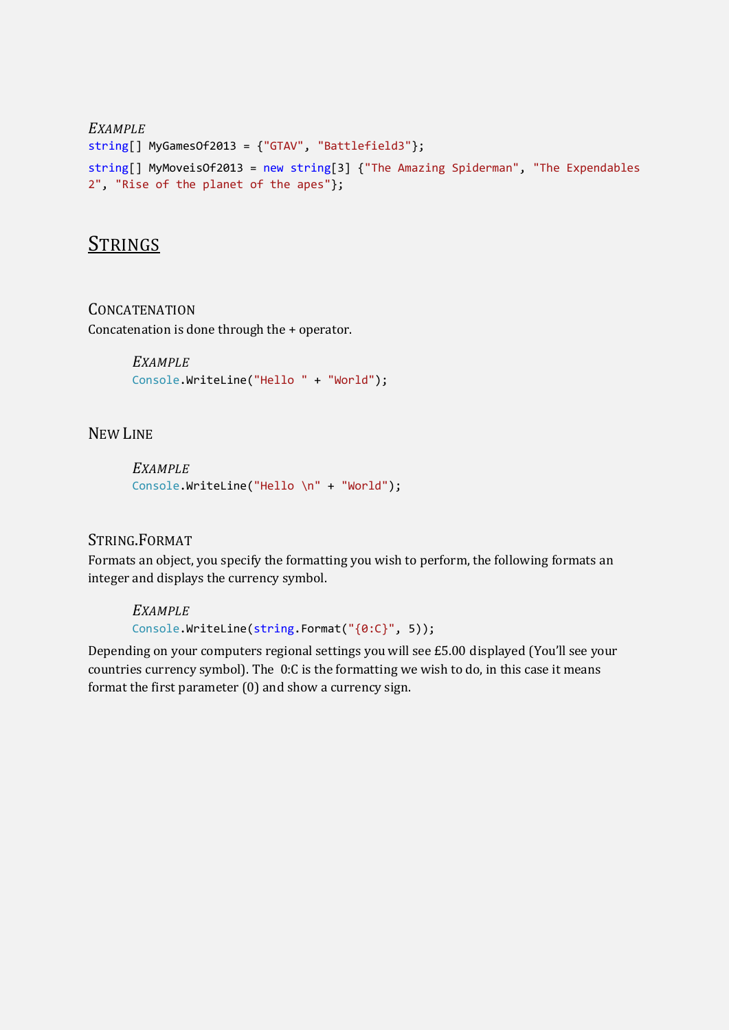*EXAMPLE*

```
string[] MyGamesOf2013 = {"GTAV", "Battlefield3"};
string[] MyMoveisOf2013 = new string[3] {"The Amazing Spiderman", "The Expendables 
2", "Rise of the planet of the apes"};
```

# STRINGS

## CONCATENATION

Concatenation is done through the + operator.

*EXAMPLE*

```
Console.WriteLine("Hello " + "World");
```

## NEW LINE

*EXAMPLE*

```
Console.WriteLine("Hello \n" + "World");
```

## STRING.FORMAT

Formats an object, you specify the formatting you wish to perform, the following formats an integer and displays the currency symbol.

*EXAMPLE*

```
Console.WriteLine(string.Format("{0:C}", 5));
```

Depending on your computers regional settings you will see £5.00 displayed (You'll see your countries currency symbol). The 0:C is the formatting we wish to do, in this case it means format the first parameter (0) and show a currency sign.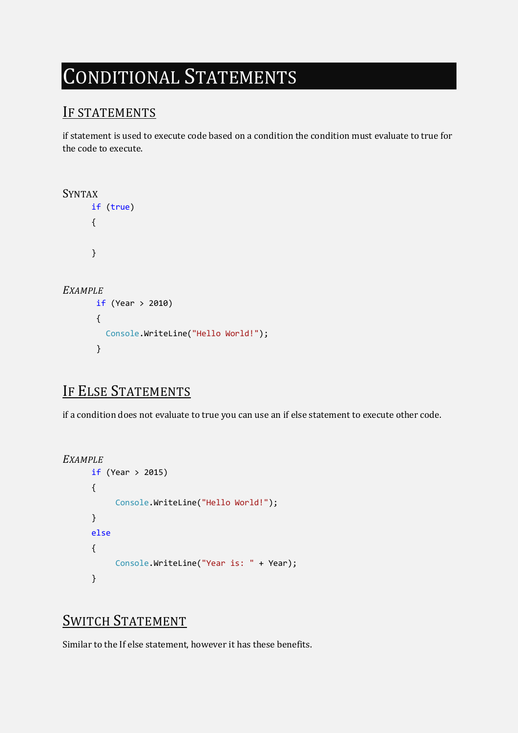# Conditional Statements

## If statements

if statement is used to execute code based on a condition the condition must evaluate to true for the code to execute.

### Syntax

```
if (true)
{

}
```

### *Example*

```
if (Year > 2010)
{
  Console.WriteLine("Hello World!");
}
```

## If Else Statements

if a condition does not evaluate to true you can use an if else statement to execute other code.

### *Example*

```
if (Year > 2015)
{
    Console.WriteLine("Hello World!");
}
else
{
    Console.WriteLine("Year is: " + Year);
}
```

## Switch Statement

Similar to the If else statement, however it has these benefits.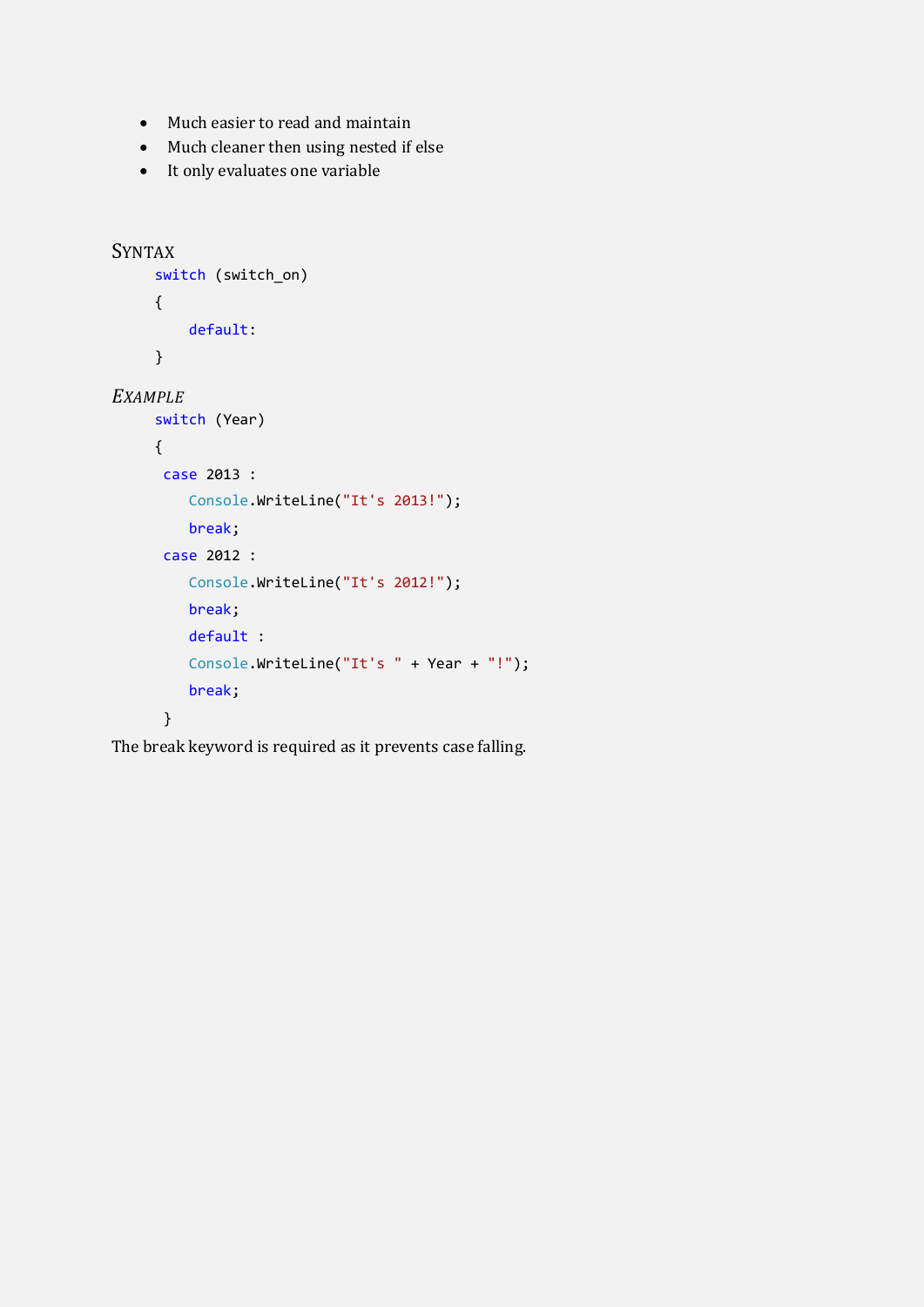- Much easier to read and maintain
- Much cleaner then using nested if else
- It only evaluates one variable

### Syntax

```
switch (switch_on)
{
    default:
}
```

### *Example*

```
switch (Year)
{
 case 2013 :
    Console.WriteLine("It's 2013!");
    break;
 case 2012 :
    Console.WriteLine("It's 2012!");
    break;
    default :
    Console.WriteLine("It's " + Year + "!");
    break;
 }
```

The break keyword is required as it prevents case falling.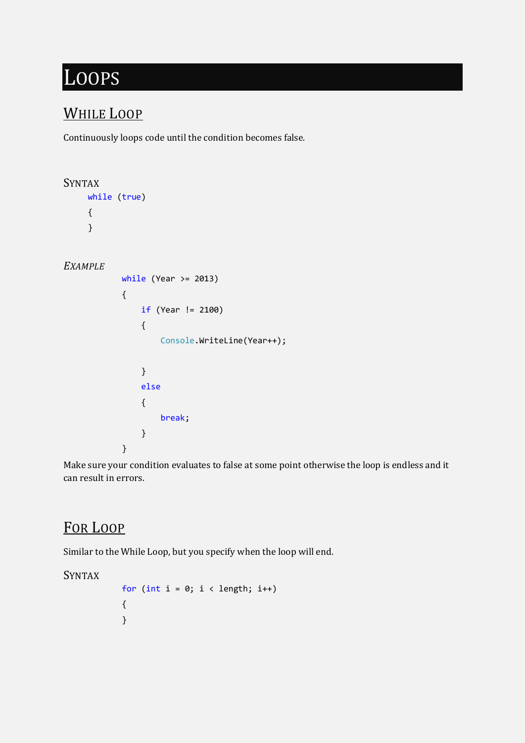# Loops

## While Loop

Continuously loops code until the condition becomes false.

### Syntax

```
while (true)
{
}
```

### *Example*

```
while (Year >= 2013)
{
    if (Year != 2100)
    {
        Console.WriteLine(Year++);

    }
    else
    {
        break;
    }
}
```

Make sure your condition evaluates to false at some point otherwise the loop is endless and it can result in errors.

## For Loop

Similar to the While Loop, but you specify when the loop will end.

### Syntax

```
for (int i = 0; i < length; i++)
{
}
```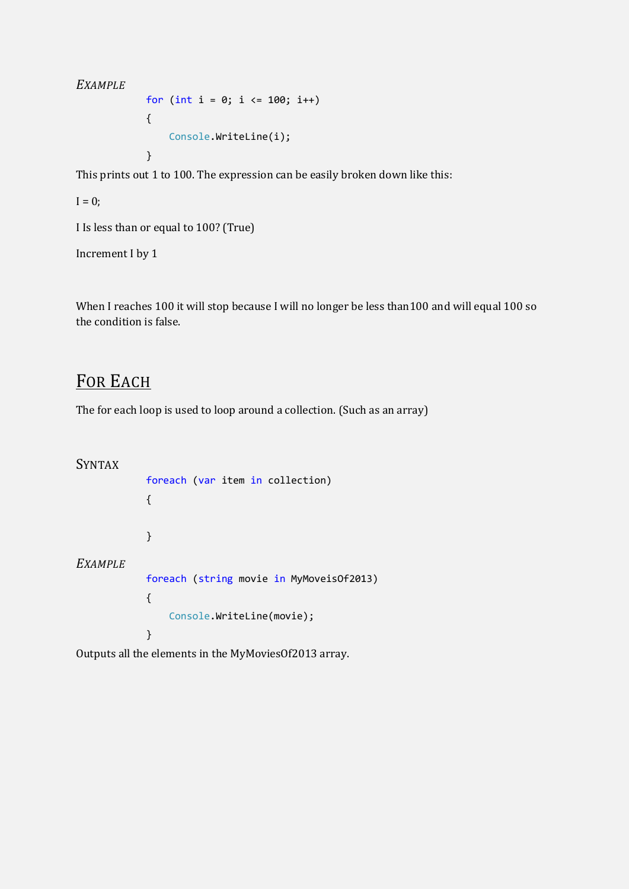*EXAMPLE*

```
for (int i = 0; i <= 100; i++)
{
    Console.WriteLine(i);
}
```

This prints out 1 to 100. The expression can be easily broken down like this:

I = 0;

I Is less than or equal to 100? (True)

Increment I by 1

When I reaches 100 it will stop because I will no longer be less than100 and will equal 100 so the condition is false.

## FOR EACH

The for each loop is used to loop around a collection. (Such as an array)

### SYNTAX

```
foreach (var item in collection)
{


}
```

*EXAMPLE*

```
foreach (string movie in MyMoveisOf2013)
{
    Console.WriteLine(movie);
}
```

Outputs all the elements in the MyMoviesOf2013 array.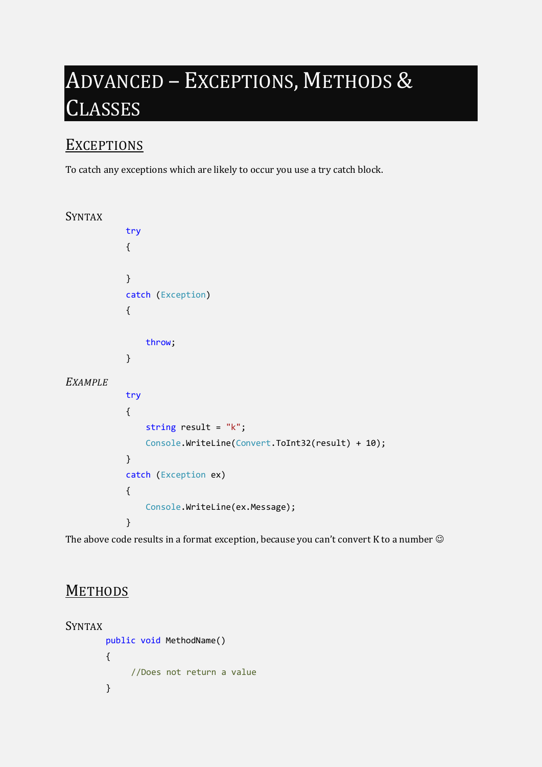# Advanced – Exceptions, Methods & Classes

## Exceptions

To catch any exceptions which are likely to occur you use a try catch block.

### Syntax

```
try
{

}
catch (Exception)
{

    throw;
}
```

### *Example*

```
try
{
    string result = "k";
    Console.WriteLine(Convert.ToInt32(result) + 10);
}
catch (Exception ex)
{
    Console.WriteLine(ex.Message);
}
```

The above code results in a format exception, because you can't convert K to a number ☺

## Methods

### Syntax

```
public void MethodName()
{
    //Does not return a value
}
```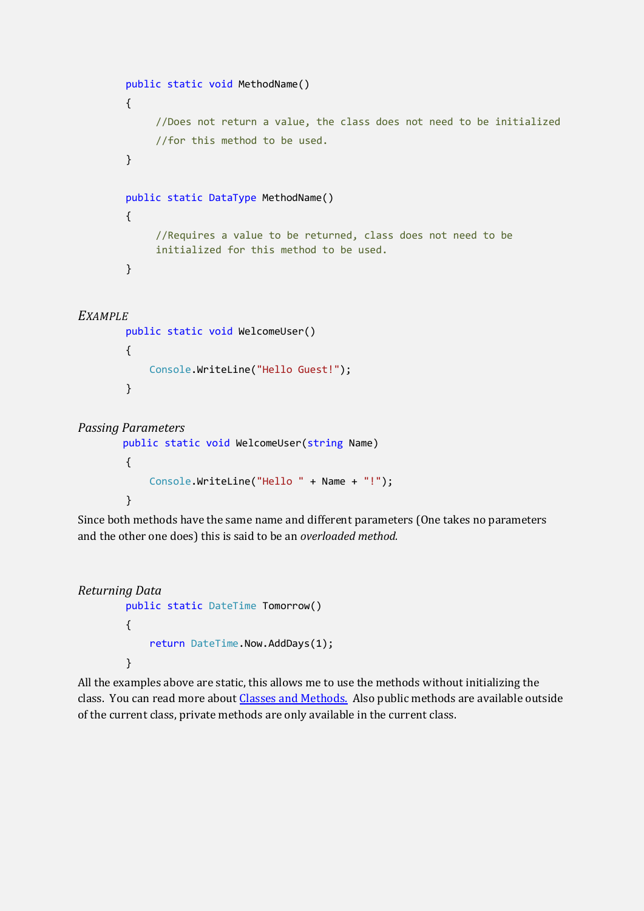```csharp
public static void MethodName()
{
     //Does not return a value, the class does not need to be initialized
     //for this method to be used.
}

public static DataType MethodName()
{
     //Requires a value to be returned, class does not need to be
     initialized for this method to be used.
}
```

*EXAMPLE*

```csharp
public static void WelcomeUser()
{
    Console.WriteLine("Hello Guest!");
}
```

*Passing Parameters*

```csharp
public static void WelcomeUser(string Name)
{
    Console.WriteLine("Hello " + Name + "!");
}
```

Since both methods have the same name and different parameters (One takes no parameters and the other one does) this is said to be an *overloaded method.*

*Returning Data*

```csharp
public static DateTime Tomorrow()
{
    return DateTime.Now.AddDays(1);
}
```

All the examples above are static, this allows me to use the methods without initializing the class. You can read more about [Classes and Methods.](#) Also public methods are available outside of the current class, private methods are only available in the current class.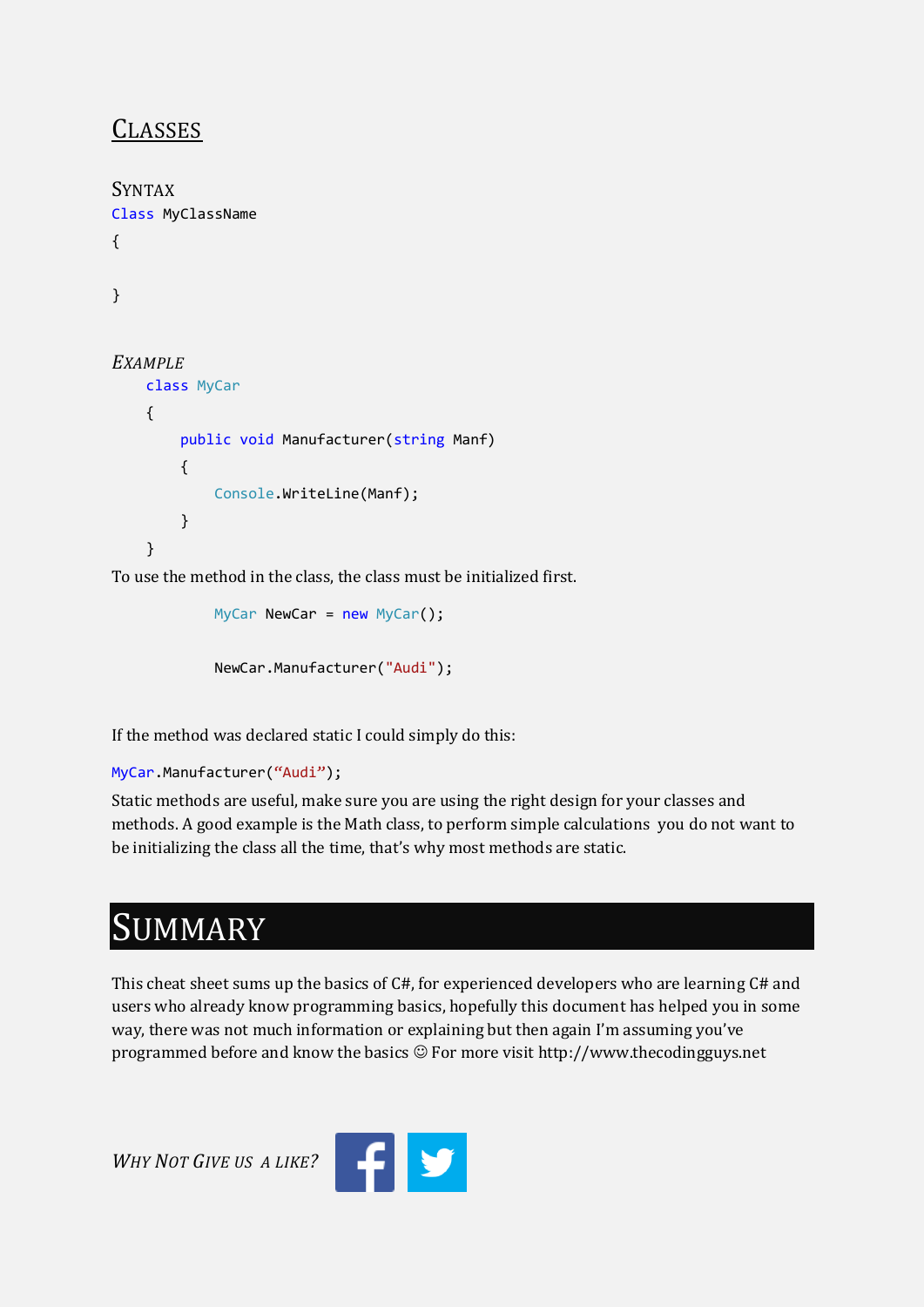## Classes

### Syntax

```
Class MyClassName
{

}
```

### *Example*

```
    class MyCar
    {
        public void Manufacturer(string Manf)
        {
            Console.WriteLine(Manf);
        }
    }
```

To use the method in the class, the class must be initialized first.

```
            MyCar NewCar = new MyCar();

            NewCar.Manufacturer("Audi");
```

If the method was declared static I could simply do this:

```
MyCar.Manufacturer("Audi");
```

Static methods are useful, make sure you are using the right design for your classes and methods. A good example is the Math class, to perform simple calculations you do not want to be initializing the class all the time, that's why most methods are static.

# Summary

This cheat sheet sums up the basics of C#, for experienced developers who are learning C# and users who already know programming basics, hopefully this document has helped you in some way, there was not much information or explaining but then again I'm assuming you've programmed before and know the basics ☺ For more visit http://www.thecodingguys.net

*Why Not Give us a like?*